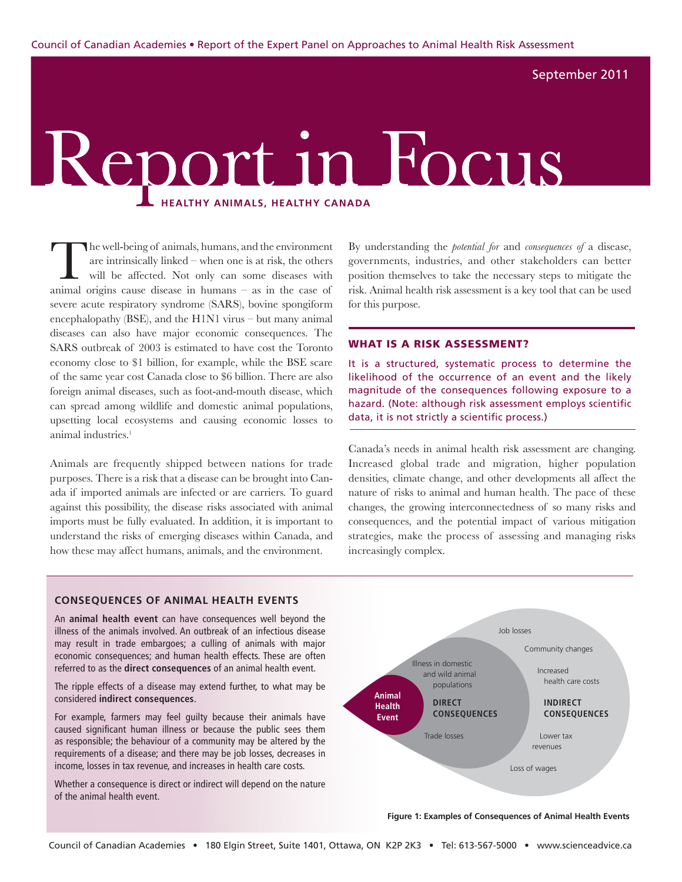Council of Canadian Academies • Report of the Expert Panel on Approaches to Animal Health Risk Assessment

September 2011

# Report in Focus

## HEALTHY ANIMALS, HEALTHY CANADA

The well-being of animals, humans, and the environment are intrinsically linked – when one is at risk, the others will be affected. Not only can some diseases with animal origins cause disease in humans – as in the case of severe acute respiratory syndrome (SARS), bovine spongiform encephalopathy (BSE), and the H1N1 virus – but many animal diseases can also have major economic consequences. The SARS outbreak of 2003 is estimated to have cost the Toronto economy close to $1 billion, for example, while the BSE scare of the same year cost Canada close to $6 billion. There are also foreign animal diseases, such as foot-and-mouth disease, which can spread among wildlife and domestic animal populations, upsetting local ecosystems and causing economic losses to animal industries.[1]

Animals are frequently shipped between nations for trade purposes. There is a risk that a disease can be brought into Canada if imported animals are infected or are carriers. To guard against this possibility, the disease risks associated with animal imports must be fully evaluated. In addition, it is important to understand the risks of emerging diseases within Canada, and how these may affect humans, animals, and the environment.

By understanding the *potential for* and *consequences of* a disease, governments, industries, and other stakeholders can better position themselves to take the necessary steps to mitigate the risk. Animal health risk assessment is a key tool that can be used for this purpose.

### WHAT IS A RISK ASSESSMENT?

It is a structured, systematic process to determine the likelihood of the occurrence of an event and the likely magnitude of the consequences following exposure to a hazard. (Note: although risk assessment employs scientific data, it is not strictly a scientific process.)

Canada's needs in animal health risk assessment are changing. Increased global trade and migration, higher population densities, climate change, and other developments all affect the nature of risks to animal and human health. The pace of these changes, the growing interconnectedness of so many risks and consequences, and the potential impact of various mitigation strategies, make the process of assessing and managing risks increasingly complex.

### CONSEQUENCES OF ANIMAL HEALTH EVENTS

An **animal health event** can have consequences well beyond the illness of the animals involved. An outbreak of an infectious disease may result in trade embargoes; a culling of animals with major economic consequences; and human health effects. These are often referred to as the **direct consequences** of an animal health event.

The ripple effects of a disease may extend further, to what may be considered **indirect consequences**.

For example, farmers may feel guilty because their animals have caused significant human illness or because the public sees them as responsible; the behaviour of a community may be altered by the requirements of a disease; and there may be job losses, decreases in income, losses in tax revenue, and increases in health care costs.

Whether a consequence is direct or indirect will depend on the nature of the animal health event.

**Animal Health Event**

**DIRECT CONSEQUENCES**: Illness in domestic and wild animal populations; Trade losses

**INDIRECT CONSEQUENCES**: Job losses; Community changes; Increased health care costs; Lower tax revenues; Loss of wages

**Figure 1: Examples of Consequences of Animal Health Events**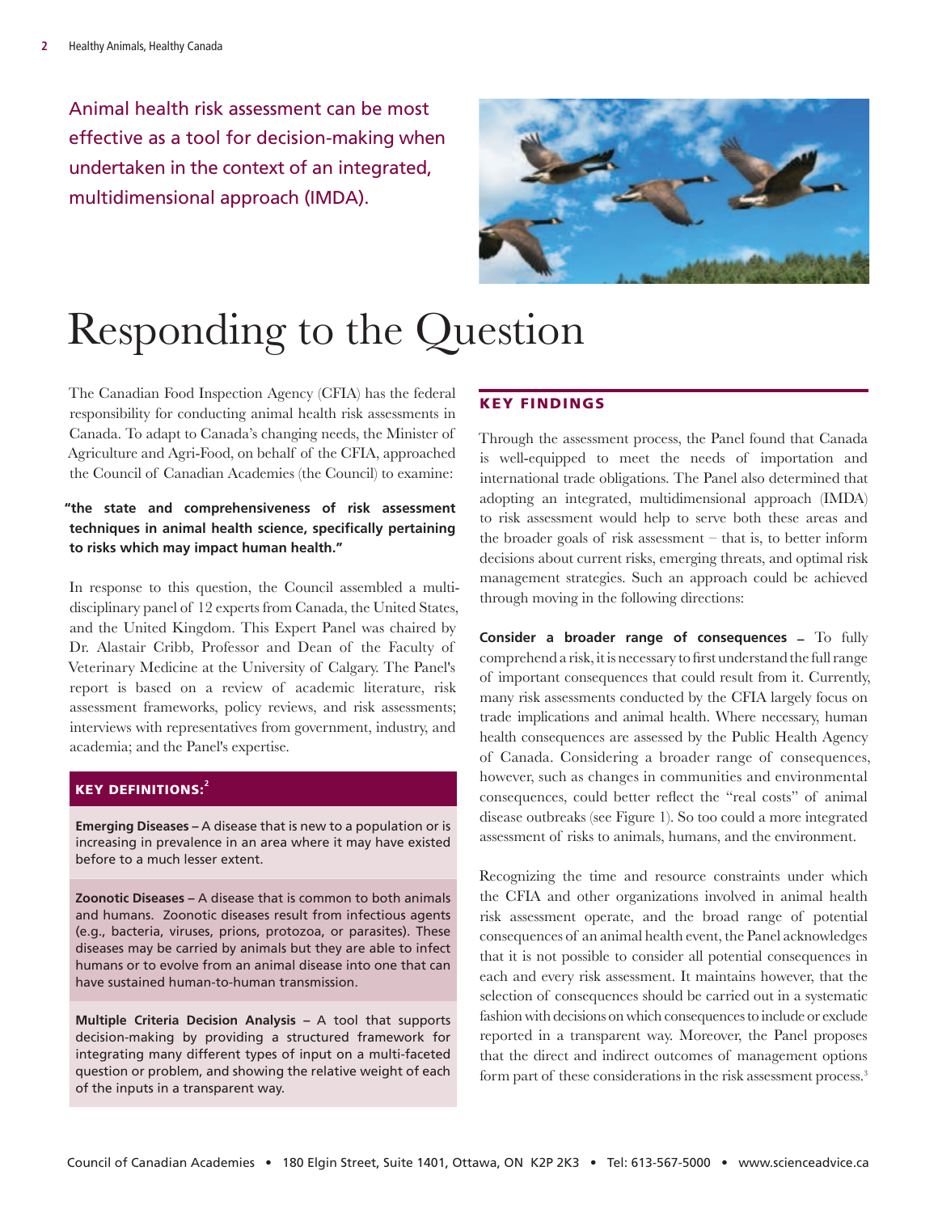Animal health risk assessment can be most effective as a tool for decision-making when undertaken in the context of an integrated, multidimensional approach (IMDA).

# Responding to the Question

The Canadian Food Inspection Agency (CFIA) has the federal responsibility for conducting animal health risk assessments in Canada. To adapt to Canada's changing needs, the Minister of Agriculture and Agri-Food, on behalf of the CFIA, approached the Council of Canadian Academies (the Council) to examine:

**"the state and comprehensiveness of risk assessment techniques in animal health science, specifically pertaining to risks which may impact human health."**

In response to this question, the Council assembled a multi-disciplinary panel of 12 experts from Canada, the United States, and the United Kingdom. This Expert Panel was chaired by Dr. Alastair Cribb, Professor and Dean of the Faculty of Veterinary Medicine at the University of Calgary. The Panel's report is based on a review of academic literature, risk assessment frameworks, policy reviews, and risk assessments; interviews with representatives from government, industry, and academia; and the Panel's expertise.

### KEY DEFINITIONS:[2]

**Emerging Diseases –** A disease that is new to a population or is increasing in prevalence in an area where it may have existed before to a much lesser extent.

**Zoonotic Diseases –** A disease that is common to both animals and humans. Zoonotic diseases result from infectious agents (e.g., bacteria, viruses, prions, protozoa, or parasites). These diseases may be carried by animals but they are able to infect humans or to evolve from an animal disease into one that can have sustained human-to-human transmission.

**Multiple Criteria Decision Analysis –** A tool that supports decision-making by providing a structured framework for integrating many different types of input on a multi-faceted question or problem, and showing the relative weight of each of the inputs in a transparent way.

## KEY FINDINGS

Through the assessment process, the Panel found that Canada is well-equipped to meet the needs of importation and international trade obligations. The Panel also determined that adopting an integrated, multidimensional approach (IMDA) to risk assessment would help to serve both these areas and the broader goals of risk assessment – that is, to better inform decisions about current risks, emerging threats, and optimal risk management strategies. Such an approach could be achieved through moving in the following directions:

**Consider a broader range of consequences –** To fully comprehend a risk, it is necessary to first understand the full range of important consequences that could result from it. Currently, many risk assessments conducted by the CFIA largely focus on trade implications and animal health. Where necessary, human health consequences are assessed by the Public Health Agency of Canada. Considering a broader range of consequences, however, such as changes in communities and environmental consequences, could better reflect the "real costs" of animal disease outbreaks (see Figure 1). So too could a more integrated assessment of risks to animals, humans, and the environment.

Recognizing the time and resource constraints under which the CFIA and other organizations involved in animal health risk assessment operate, and the broad range of potential consequences of an animal health event, the Panel acknowledges that it is not possible to consider all potential consequences in each and every risk assessment. It maintains however, that the selection of consequences should be carried out in a systematic fashion with decisions on which consequences to include or exclude reported in a transparent way. Moreover, the Panel proposes that the direct and indirect outcomes of management options form part of these considerations in the risk assessment process.[3]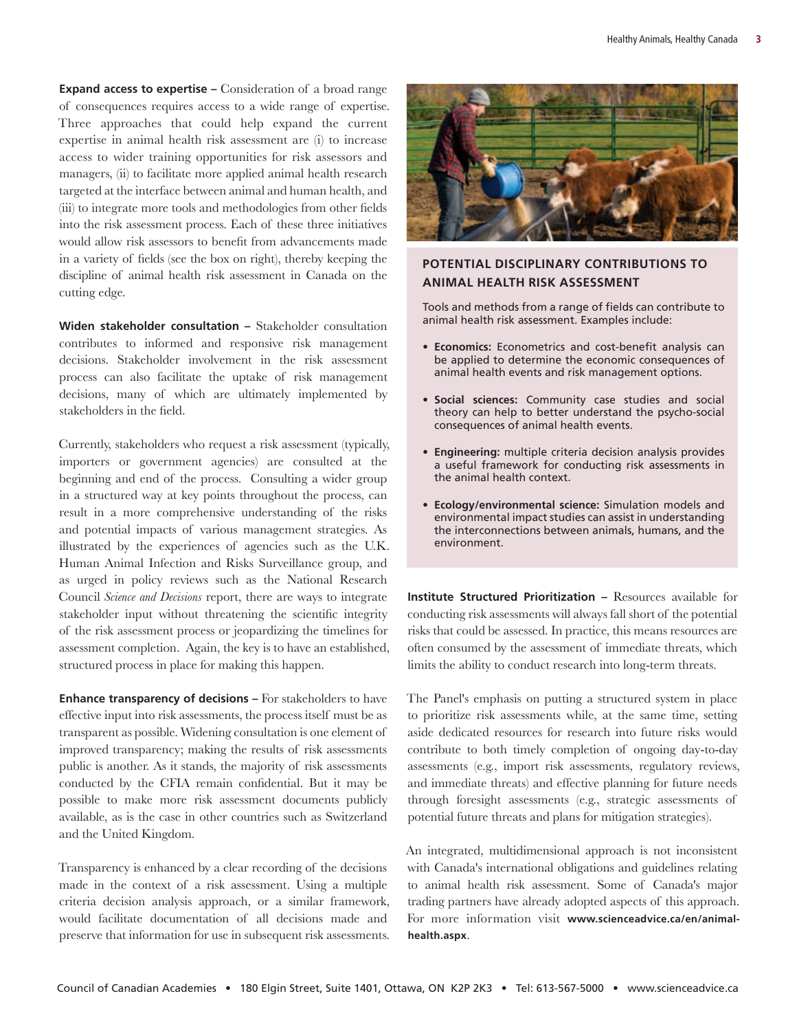**Expand access to expertise –** Consideration of a broad range of consequences requires access to a wide range of expertise. Three approaches that could help expand the current expertise in animal health risk assessment are (i) to increase access to wider training opportunities for risk assessors and managers, (ii) to facilitate more applied animal health research targeted at the interface between animal and human health, and (iii) to integrate more tools and methodologies from other fields into the risk assessment process. Each of these three initiatives would allow risk assessors to benefit from advancements made in a variety of fields (see the box on right), thereby keeping the discipline of animal health risk assessment in Canada on the cutting edge.

**Widen stakeholder consultation –** Stakeholder consultation contributes to informed and responsive risk management decisions. Stakeholder involvement in the risk assessment process can also facilitate the uptake of risk management decisions, many of which are ultimately implemented by stakeholders in the field.

Currently, stakeholders who request a risk assessment (typically, importers or government agencies) are consulted at the beginning and end of the process. Consulting a wider group in a structured way at key points throughout the process, can result in a more comprehensive understanding of the risks and potential impacts of various management strategies. As illustrated by the experiences of agencies such as the U.K. Human Animal Infection and Risks Surveillance group, and as urged in policy reviews such as the National Research Council *Science and Decisions* report, there are ways to integrate stakeholder input without threatening the scientific integrity of the risk assessment process or jeopardizing the timelines for assessment completion. Again, the key is to have an established, structured process in place for making this happen.

**Enhance transparency of decisions –** For stakeholders to have effective input into risk assessments, the process itself must be as transparent as possible. Widening consultation is one element of improved transparency; making the results of risk assessments public is another. As it stands, the majority of risk assessments conducted by the CFIA remain confidential. But it may be possible to make more risk assessment documents publicly available, as is the case in other countries such as Switzerland and the United Kingdom.

Transparency is enhanced by a clear recording of the decisions made in the context of a risk assessment. Using a multiple criteria decision analysis approach, or a similar framework, would facilitate documentation of all decisions made and preserve that information for use in subsequent risk assessments.

### POTENTIAL DISCIPLINARY CONTRIBUTIONS TO ANIMAL HEALTH RISK ASSESSMENT

Tools and methods from a range of fields can contribute to animal health risk assessment. Examples include:

- **Economics:** Econometrics and cost-benefit analysis can be applied to determine the economic consequences of animal health events and risk management options.
- **Social sciences:** Community case studies and social theory can help to better understand the psycho-social consequences of animal health events.
- **Engineering:** multiple criteria decision analysis provides a useful framework for conducting risk assessments in the animal health context.
- **Ecology/environmental science:** Simulation models and environmental impact studies can assist in understanding the interconnections between animals, humans, and the environment.

**Institute Structured Prioritization –** Resources available for conducting risk assessments will always fall short of the potential risks that could be assessed. In practice, this means resources are often consumed by the assessment of immediate threats, which limits the ability to conduct research into long-term threats.

The Panel's emphasis on putting a structured system in place to prioritize risk assessments while, at the same time, setting aside dedicated resources for research into future risks would contribute to both timely completion of ongoing day-to-day assessments (e.g., import risk assessments, regulatory reviews, and immediate threats) and effective planning for future needs through foresight assessments (e.g., strategic assessments of potential future threats and plans for mitigation strategies).

An integrated, multidimensional approach is not inconsistent with Canada's international obligations and guidelines relating to animal health risk assessment. Some of Canada's major trading partners have already adopted aspects of this approach. For more information visit **www.scienceadvice.ca/en/animal-health.aspx**.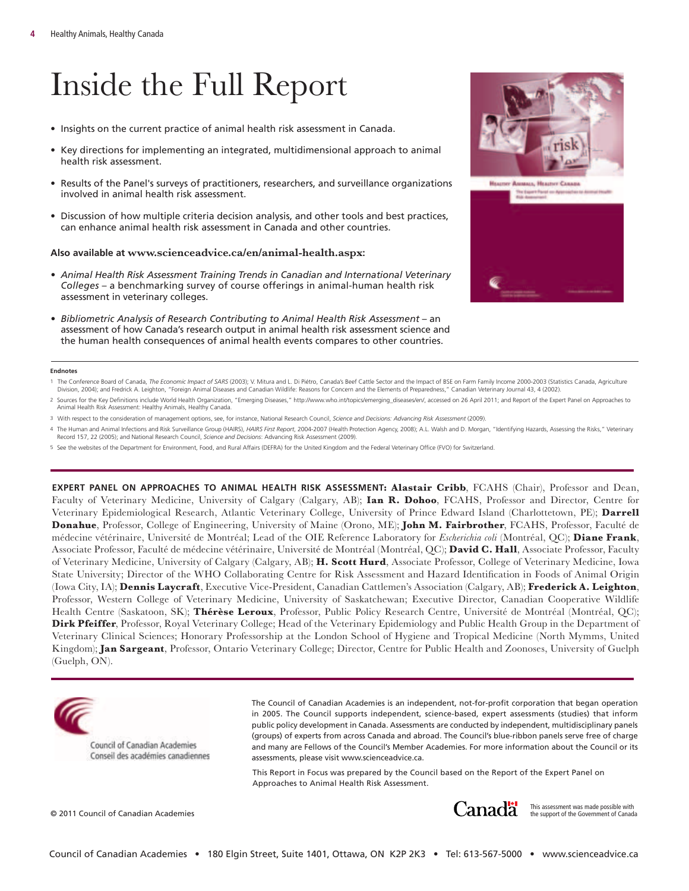# Inside the Full Report

- Insights on the current practice of animal health risk assessment in Canada.
- Key directions for implementing an integrated, multidimensional approach to animal health risk assessment.
- Results of the Panel's surveys of practitioners, researchers, and surveillance organizations involved in animal health risk assessment.
- Discussion of how multiple criteria decision analysis, and other tools and best practices, can enhance animal health risk assessment in Canada and other countries.

**Also available at www.scienceadvice.ca/en/animal-health.aspx:**

- *Animal Health Risk Assessment Training Trends in Canadian and International Veterinary Colleges* – a benchmarking survey of course offerings in animal-human health risk assessment in veterinary colleges.
- *Bibliometric Analysis of Research Contributing to Animal Health Risk Assessment* – an assessment of how Canada's research output in animal health risk assessment science and the human health consequences of animal health events compares to other countries.

**Endnotes**

1 The Conference Board of Canada, *The Economic Impact of SARS* (2003); V. Mitura and L. Di Piétro, Canada's Beef Cattle Sector and the Impact of BSE on Farm Family Income 2000-2003 (Statistics Canada, Agriculture Division, 2004); and Fredrick A. Leighton, "Foreign Animal Diseases and Canadian Wildlife: Reasons for Concern and the Elements of Preparedness," Canadian Veterinary Journal 43, 4 (2002).

2 Sources for the Key Definitions include World Health Organization, "Emerging Diseases," http://www.who.int/topics/emerging_diseases/en/, accessed on 26 April 2011; and Report of the Expert Panel on Approaches to Animal Health Risk Assessment: Healthy Animals, Healthy Canada.

3 With respect to the consideration of management options, see, for instance, National Research Council, *Science and Decisions: Advancing Risk Assessment* (2009).

4 The Human and Animal Infections and Risk Surveillance Group (HAIRS), *HAIRS First Report*, 2004-2007 (Health Protection Agency, 2008); A.L. Walsh and D. Morgan, "Identifying Hazards, Assessing the Risks," Veterinary Record 157, 22 (2005); and National Research Council, *Science and Decisions*: Advancing Risk Assessment (2009).

5 See the websites of the Department for Environment, Food, and Rural Affairs (DEFRA) for the United Kingdom and the Federal Veterinary Office (FVO) for Switzerland.

**EXPERT PANEL ON APPROACHES TO ANIMAL HEALTH RISK ASSESSMENT:** **Alastair Cribb**, FCAHS (Chair), Professor and Dean, Faculty of Veterinary Medicine, University of Calgary (Calgary, AB); **Ian R. Dohoo**, FCAHS, Professor and Director, Centre for Veterinary Epidemiological Research, Atlantic Veterinary College, University of Prince Edward Island (Charlottetown, PE); **Darrell Donahue**, Professor, College of Engineering, University of Maine (Orono, ME); **John M. Fairbrother**, FCAHS, Professor, Faculté de médecine vétérinaire, Université de Montréal; Lead of the OIE Reference Laboratory for *Escherichia coli* (Montréal, QC); **Diane Frank**, Associate Professor, Faculté de médecine vétérinaire, Université de Montréal (Montréal, QC); **David C. Hall**, Associate Professor, Faculty of Veterinary Medicine, University of Calgary (Calgary, AB); **H. Scott Hurd**, Associate Professor, College of Veterinary Medicine, Iowa State University; Director of the WHO Collaborating Centre for Risk Assessment and Hazard Identification in Foods of Animal Origin (Iowa City, IA); **Dennis Laycraft**, Executive Vice-President, Canadian Cattlemen's Association (Calgary, AB); **Frederick A. Leighton**, Professor, Western College of Veterinary Medicine, University of Saskatchewan; Executive Director, Canadian Cooperative Wildlife Health Centre (Saskatoon, SK); **Thérèse Leroux**, Professor, Public Policy Research Centre, Université de Montréal (Montréal, QC); **Dirk Pfeiffer**, Professor, Royal Veterinary College; Head of the Veterinary Epidemiology and Public Health Group in the Department of Veterinary Clinical Sciences; Honorary Professorship at the London School of Hygiene and Tropical Medicine (North Mymms, United Kingdom); **Jan Sargeant**, Professor, Ontario Veterinary College; Director, Centre for Public Health and Zoonoses, University of Guelph (Guelph, ON).

Council of Canadian Academies
Conseil des académies canadiennes

The Council of Canadian Academies is an independent, not-for-profit corporation that began operation in 2005. The Council supports independent, science-based, expert assessments (studies) that inform public policy development in Canada. Assessments are conducted by independent, multidisciplinary panels (groups) of experts from across Canada and abroad. The Council's blue-ribbon panels serve free of charge and many are Fellows of the Council's Member Academies. For more information about the Council or its assessments, please visit www.scienceadvice.ca.

This Report in Focus was prepared by the Council based on the Report of the Expert Panel on Approaches to Animal Health Risk Assessment.

© 2011 Council of Canadian Academies

Canada

This assessment was made possible with the support of the Government of Canada

Council of Canadian Academies • 180 Elgin Street, Suite 1401, Ottawa, ON K2P 2K3 • Tel: 613-567-5000 • www.scienceadvice.ca